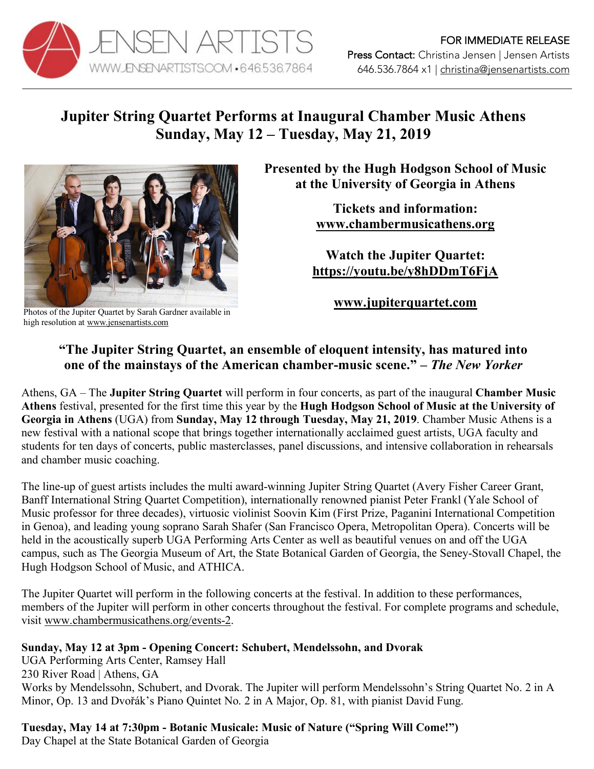JENSEN ARTISTS
WWW.JENSENARTISTS.COM • 646.536.7864

FOR IMMEDIATE RELEASE
**Press Contact:** Christina Jensen | Jensen Artists
646.536.7864 x1 | christina@jensenartists.com

# Jupiter String Quartet Performs at Inaugural Chamber Music Athens Sunday, May 12 – Tuesday, May 21, 2019

Photos of the Jupiter Quartet by Sarah Gardner available in high resolution at www.jensenartists.com

**Presented by the Hugh Hodgson School of Music at the University of Georgia in Athens**

**Tickets and information:**
**www.chambermusicathens.org**

**Watch the Jupiter Quartet:**
**https://youtu.be/y8hDDmT6FjA**

**www.jupiterquartet.com**

**"The Jupiter String Quartet, an ensemble of eloquent intensity, has matured into one of the mainstays of the American chamber-music scene." –** ***The New Yorker***

Athens, GA – The **Jupiter String Quartet** will perform in four concerts, as part of the inaugural **Chamber Music Athens** festival, presented for the first time this year by the **Hugh Hodgson School of Music at the University of Georgia in Athens** (UGA) from **Sunday, May 12 through Tuesday, May 21, 2019**. Chamber Music Athens is a new festival with a national scope that brings together internationally acclaimed guest artists, UGA faculty and students for ten days of concerts, public masterclasses, panel discussions, and intensive collaboration in rehearsals and chamber music coaching.

The line-up of guest artists includes the multi award-winning Jupiter String Quartet (Avery Fisher Career Grant, Banff International String Quartet Competition), internationally renowned pianist Peter Frankl (Yale School of Music professor for three decades), virtuosic violinist Soovin Kim (First Prize, Paganini International Competition in Genoa), and leading young soprano Sarah Shafer (San Francisco Opera, Metropolitan Opera). Concerts will be held in the acoustically superb UGA Performing Arts Center as well as beautiful venues on and off the UGA campus, such as The Georgia Museum of Art, the State Botanical Garden of Georgia, the Seney-Stovall Chapel, the Hugh Hodgson School of Music, and ATHICA.

The Jupiter Quartet will perform in the following concerts at the festival. In addition to these performances, members of the Jupiter will perform in other concerts throughout the festival. For complete programs and schedule, visit www.chambermusicathens.org/events-2.

**Sunday, May 12 at 3pm - Opening Concert: Schubert, Mendelssohn, and Dvorak**
UGA Performing Arts Center, Ramsey Hall
230 River Road | Athens, GA
Works by Mendelssohn, Schubert, and Dvorak. The Jupiter will perform Mendelssohn's String Quartet No. 2 in A Minor, Op. 13 and Dvořák's Piano Quintet No. 2 in A Major, Op. 81, with pianist David Fung.

**Tuesday, May 14 at 7:30pm - Botanic Musicale: Music of Nature ("Spring Will Come!")**
Day Chapel at the State Botanical Garden of Georgia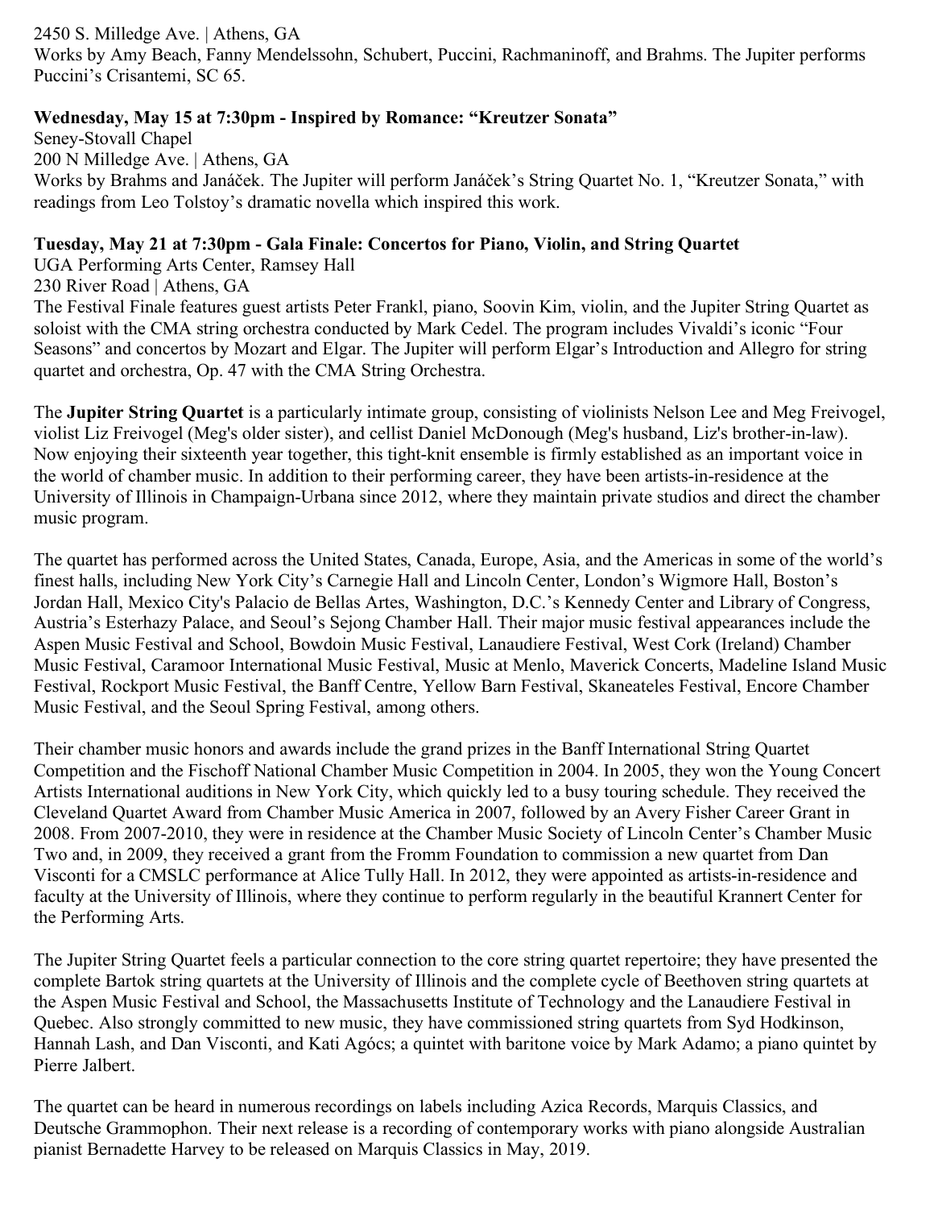2450 S. Milledge Ave. | Athens, GA
Works by Amy Beach, Fanny Mendelssohn, Schubert, Puccini, Rachmaninoff, and Brahms. The Jupiter performs Puccini's Crisantemi, SC 65.

**Wednesday, May 15 at 7:30pm - Inspired by Romance: "Kreutzer Sonata"**
Seney-Stovall Chapel
200 N Milledge Ave. | Athens, GA
Works by Brahms and Janáček. The Jupiter will perform Janáček's String Quartet No. 1, "Kreutzer Sonata," with readings from Leo Tolstoy's dramatic novella which inspired this work.

**Tuesday, May 21 at 7:30pm - Gala Finale: Concertos for Piano, Violin, and String Quartet**
UGA Performing Arts Center, Ramsey Hall
230 River Road | Athens, GA
The Festival Finale features guest artists Peter Frankl, piano, Soovin Kim, violin, and the Jupiter String Quartet as soloist with the CMA string orchestra conducted by Mark Cedel. The program includes Vivaldi's iconic "Four Seasons" and concertos by Mozart and Elgar. The Jupiter will perform Elgar's Introduction and Allegro for string quartet and orchestra, Op. 47 with the CMA String Orchestra.

The **Jupiter String Quartet** is a particularly intimate group, consisting of violinists Nelson Lee and Meg Freivogel, violist Liz Freivogel (Meg's older sister), and cellist Daniel McDonough (Meg's husband, Liz's brother-in-law). Now enjoying their sixteenth year together, this tight-knit ensemble is firmly established as an important voice in the world of chamber music. In addition to their performing career, they have been artists-in-residence at the University of Illinois in Champaign-Urbana since 2012, where they maintain private studios and direct the chamber music program.

The quartet has performed across the United States, Canada, Europe, Asia, and the Americas in some of the world's finest halls, including New York City's Carnegie Hall and Lincoln Center, London's Wigmore Hall, Boston's Jordan Hall, Mexico City's Palacio de Bellas Artes, Washington, D.C.'s Kennedy Center and Library of Congress, Austria's Esterhazy Palace, and Seoul's Sejong Chamber Hall. Their major music festival appearances include the Aspen Music Festival and School, Bowdoin Music Festival, Lanaudiere Festival, West Cork (Ireland) Chamber Music Festival, Caramoor International Music Festival, Music at Menlo, Maverick Concerts, Madeline Island Music Festival, Rockport Music Festival, the Banff Centre, Yellow Barn Festival, Skaneateles Festival, Encore Chamber Music Festival, and the Seoul Spring Festival, among others.

Their chamber music honors and awards include the grand prizes in the Banff International String Quartet Competition and the Fischoff National Chamber Music Competition in 2004. In 2005, they won the Young Concert Artists International auditions in New York City, which quickly led to a busy touring schedule. They received the Cleveland Quartet Award from Chamber Music America in 2007, followed by an Avery Fisher Career Grant in 2008. From 2007-2010, they were in residence at the Chamber Music Society of Lincoln Center's Chamber Music Two and, in 2009, they received a grant from the Fromm Foundation to commission a new quartet from Dan Visconti for a CMSLC performance at Alice Tully Hall. In 2012, they were appointed as artists-in-residence and faculty at the University of Illinois, where they continue to perform regularly in the beautiful Krannert Center for the Performing Arts.

The Jupiter String Quartet feels a particular connection to the core string quartet repertoire; they have presented the complete Bartok string quartets at the University of Illinois and the complete cycle of Beethoven string quartets at the Aspen Music Festival and School, the Massachusetts Institute of Technology and the Lanaudiere Festival in Quebec. Also strongly committed to new music, they have commissioned string quartets from Syd Hodkinson, Hannah Lash, and Dan Visconti, and Kati Agócs; a quintet with baritone voice by Mark Adamo; a piano quintet by Pierre Jalbert.

The quartet can be heard in numerous recordings on labels including Azica Records, Marquis Classics, and Deutsche Grammophon. Their next release is a recording of contemporary works with piano alongside Australian pianist Bernadette Harvey to be released on Marquis Classics in May, 2019.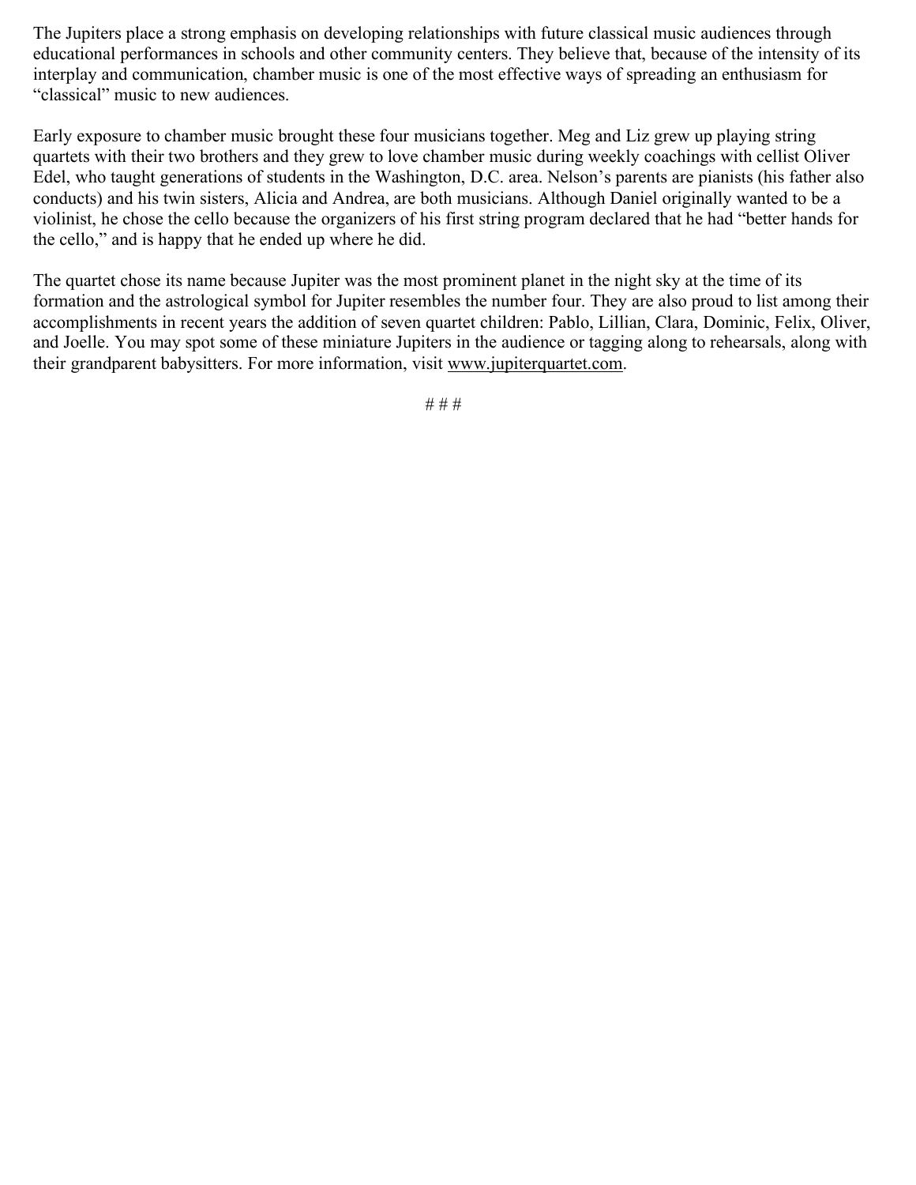The Jupiters place a strong emphasis on developing relationships with future classical music audiences through educational performances in schools and other community centers. They believe that, because of the intensity of its interplay and communication, chamber music is one of the most effective ways of spreading an enthusiasm for "classical" music to new audiences.

Early exposure to chamber music brought these four musicians together. Meg and Liz grew up playing string quartets with their two brothers and they grew to love chamber music during weekly coachings with cellist Oliver Edel, who taught generations of students in the Washington, D.C. area. Nelson's parents are pianists (his father also conducts) and his twin sisters, Alicia and Andrea, are both musicians. Although Daniel originally wanted to be a violinist, he chose the cello because the organizers of his first string program declared that he had "better hands for the cello," and is happy that he ended up where he did.

The quartet chose its name because Jupiter was the most prominent planet in the night sky at the time of its formation and the astrological symbol for Jupiter resembles the number four. They are also proud to list among their accomplishments in recent years the addition of seven quartet children: Pablo, Lillian, Clara, Dominic, Felix, Oliver, and Joelle. You may spot some of these miniature Jupiters in the audience or tagging along to rehearsals, along with their grandparent babysitters. For more information, visit www.jupiterquartet.com.

# # #